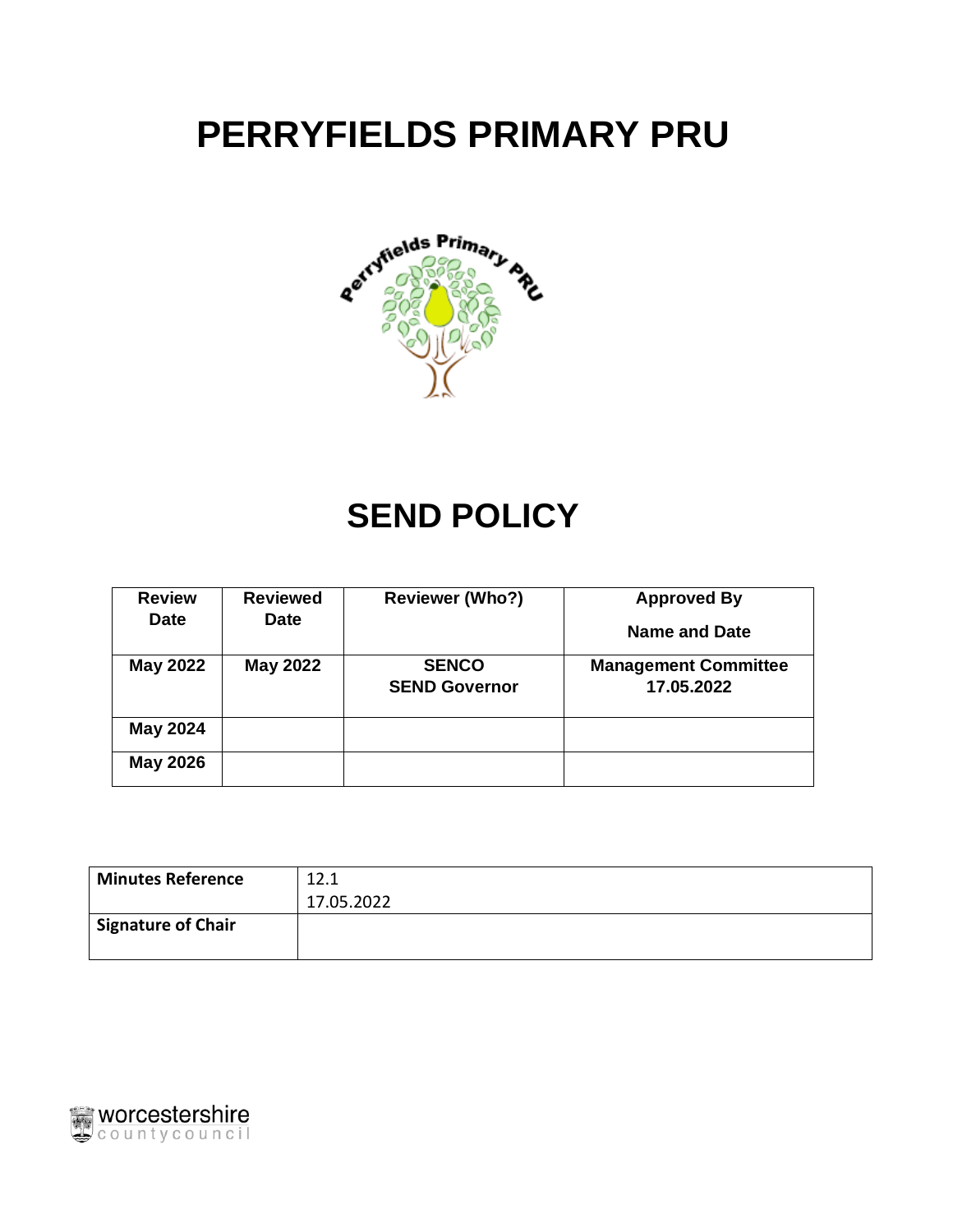# PERRYFIELDS PRIMARY PRU

# SEND POLICY

| Review Date | Reviewed Date | Reviewer (Who?) | Approved By<br>Name and Date |
|---|---|---|---|
| May 2022 | May 2022 | SENCO<br>SEND Governor | Management Committee<br>17.05.2022 |
| May 2024 | | | |
| May 2026 | | | |

| Minutes Reference | 12.1<br>17.05.2022 |
|---|---|
| Signature of Chair | |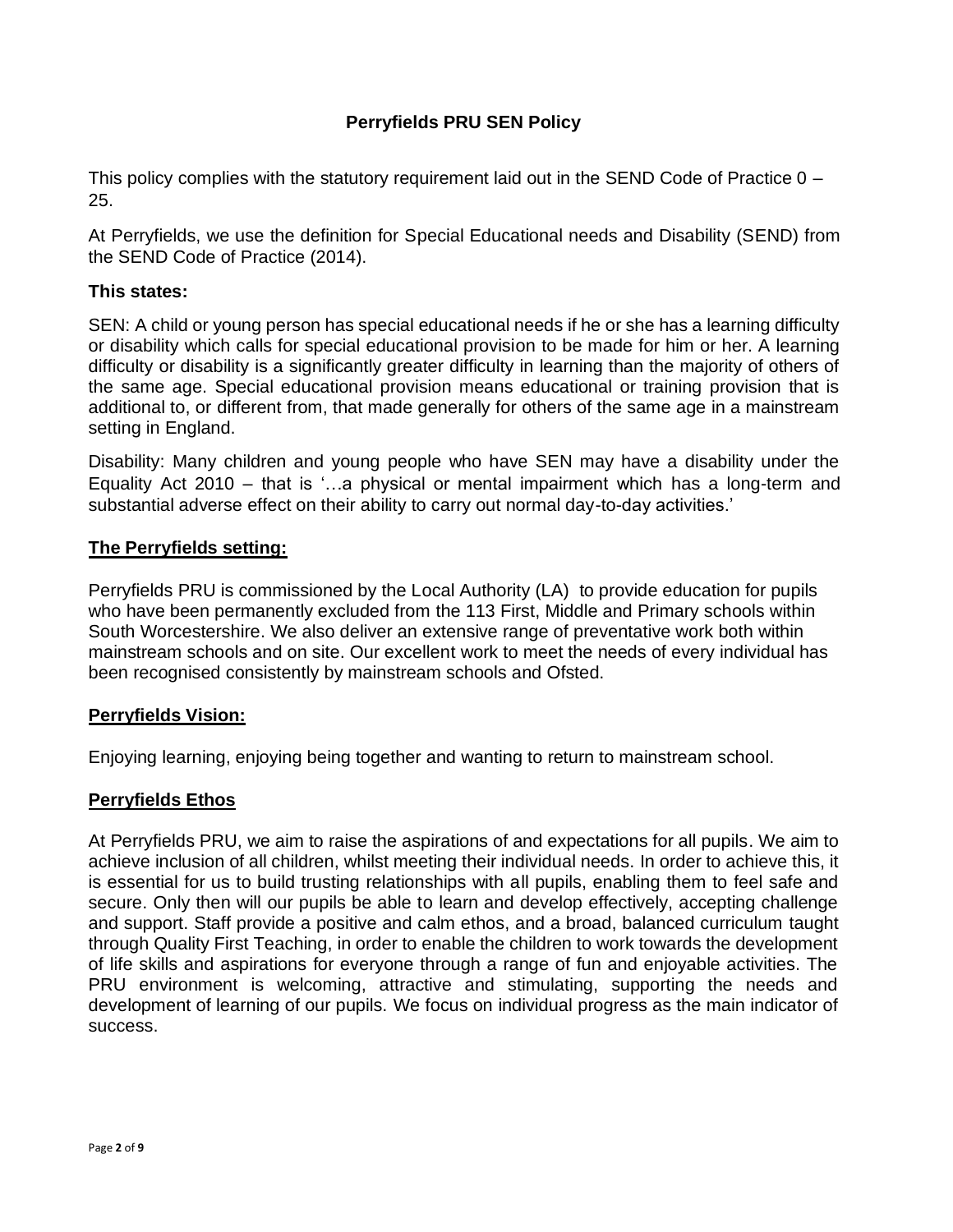# Perryfields PRU SEN Policy

This policy complies with the statutory requirement laid out in the SEND Code of Practice 0 – 25.

At Perryfields, we use the definition for Special Educational needs and Disability (SEND) from the SEND Code of Practice (2014).

**This states:**

SEN: A child or young person has special educational needs if he or she has a learning difficulty or disability which calls for special educational provision to be made for him or her. A learning difficulty or disability is a significantly greater difficulty in learning than the majority of others of the same age. Special educational provision means educational or training provision that is additional to, or different from, that made generally for others of the same age in a mainstream setting in England.

Disability: Many children and young people who have SEN may have a disability under the Equality Act 2010 – that is '…a physical or mental impairment which has a long-term and substantial adverse effect on their ability to carry out normal day-to-day activities.'

## The Perryfields setting:

Perryfields PRU is commissioned by the Local Authority (LA) to provide education for pupils who have been permanently excluded from the 113 First, Middle and Primary schools within South Worcestershire. We also deliver an extensive range of preventative work both within mainstream schools and on site. Our excellent work to meet the needs of every individual has been recognised consistently by mainstream schools and Ofsted.

## Perryfields Vision:

Enjoying learning, enjoying being together and wanting to return to mainstream school.

## Perryfields Ethos

At Perryfields PRU, we aim to raise the aspirations of and expectations for all pupils. We aim to achieve inclusion of all children, whilst meeting their individual needs. In order to achieve this, it is essential for us to build trusting relationships with all pupils, enabling them to feel safe and secure. Only then will our pupils be able to learn and develop effectively, accepting challenge and support. Staff provide a positive and calm ethos, and a broad, balanced curriculum taught through Quality First Teaching, in order to enable the children to work towards the development of life skills and aspirations for everyone through a range of fun and enjoyable activities. The PRU environment is welcoming, attractive and stimulating, supporting the needs and development of learning of our pupils. We focus on individual progress as the main indicator of success.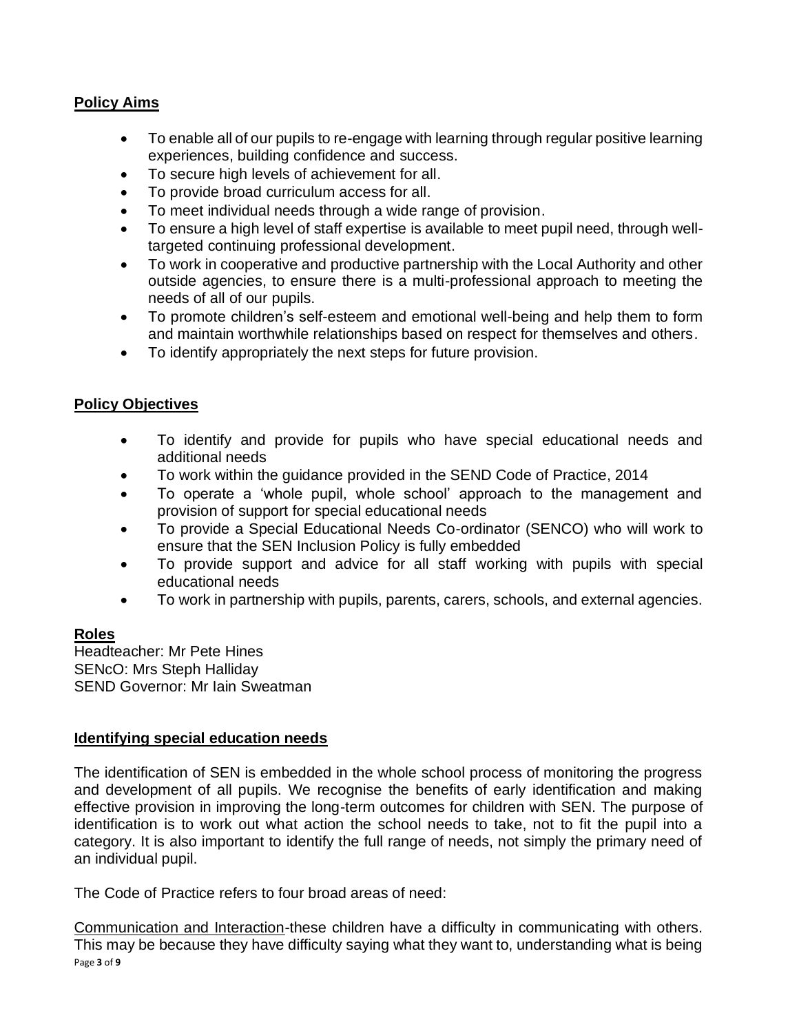## Policy Aims

- To enable all of our pupils to re-engage with learning through regular positive learning experiences, building confidence and success.
- To secure high levels of achievement for all.
- To provide broad curriculum access for all.
- To meet individual needs through a wide range of provision.
- To ensure a high level of staff expertise is available to meet pupil need, through well-targeted continuing professional development.
- To work in cooperative and productive partnership with the Local Authority and other outside agencies, to ensure there is a multi-professional approach to meeting the needs of all of our pupils.
- To promote children's self-esteem and emotional well-being and help them to form and maintain worthwhile relationships based on respect for themselves and others.
- To identify appropriately the next steps for future provision.

## Policy Objectives

- To identify and provide for pupils who have special educational needs and additional needs
- To work within the guidance provided in the SEND Code of Practice, 2014
- To operate a 'whole pupil, whole school' approach to the management and provision of support for special educational needs
- To provide a Special Educational Needs Co-ordinator (SENCO) who will work to ensure that the SEN Inclusion Policy is fully embedded
- To provide support and advice for all staff working with pupils with special educational needs
- To work in partnership with pupils, parents, carers, schools, and external agencies.

## Roles

Headteacher: Mr Pete Hines
SENcO: Mrs Steph Halliday
SEND Governor: Mr Iain Sweatman

## Identifying special education needs

The identification of SEN is embedded in the whole school process of monitoring the progress and development of all pupils. We recognise the benefits of early identification and making effective provision in improving the long-term outcomes for children with SEN. The purpose of identification is to work out what action the school needs to take, not to fit the pupil into a category. It is also important to identify the full range of needs, not simply the primary need of an individual pupil.

The Code of Practice refers to four broad areas of need:

Communication and Interaction-these children have a difficulty in communicating with others. This may be because they have difficulty saying what they want to, understanding what is being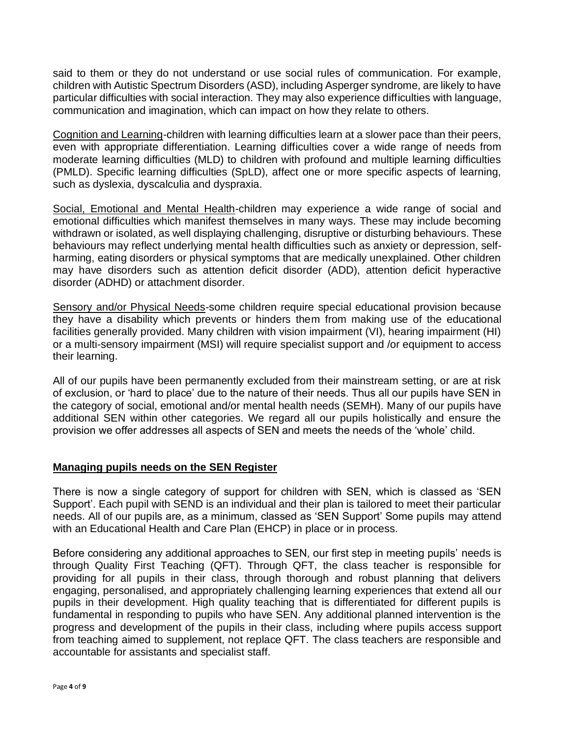said to them or they do not understand or use social rules of communication. For example, children with Autistic Spectrum Disorders (ASD), including Asperger syndrome, are likely to have particular difficulties with social interaction. They may also experience difficulties with language, communication and imagination, which can impact on how they relate to others.

Cognition and Learning-children with learning difficulties learn at a slower pace than their peers, even with appropriate differentiation. Learning difficulties cover a wide range of needs from moderate learning difficulties (MLD) to children with profound and multiple learning difficulties (PMLD). Specific learning difficulties (SpLD), affect one or more specific aspects of learning, such as dyslexia, dyscalculia and dyspraxia.

Social, Emotional and Mental Health-children may experience a wide range of social and emotional difficulties which manifest themselves in many ways. These may include becoming withdrawn or isolated, as well displaying challenging, disruptive or disturbing behaviours. These behaviours may reflect underlying mental health difficulties such as anxiety or depression, self-harming, eating disorders or physical symptoms that are medically unexplained. Other children may have disorders such as attention deficit disorder (ADD), attention deficit hyperactive disorder (ADHD) or attachment disorder.

Sensory and/or Physical Needs-some children require special educational provision because they have a disability which prevents or hinders them from making use of the educational facilities generally provided. Many children with vision impairment (VI), hearing impairment (HI) or a multi-sensory impairment (MSI) will require specialist support and /or equipment to access their learning.

All of our pupils have been permanently excluded from their mainstream setting, or are at risk of exclusion, or 'hard to place' due to the nature of their needs. Thus all our pupils have SEN in the category of social, emotional and/or mental health needs (SEMH). Many of our pupils have additional SEN within other categories. We regard all our pupils holistically and ensure the provision we offer addresses all aspects of SEN and meets the needs of the 'whole' child.

## Managing pupils needs on the SEN Register

There is now a single category of support for children with SEN, which is classed as 'SEN Support'. Each pupil with SEND is an individual and their plan is tailored to meet their particular needs. All of our pupils are, as a minimum, classed as 'SEN Support' Some pupils may attend with an Educational Health and Care Plan (EHCP) in place or in process.

Before considering any additional approaches to SEN, our first step in meeting pupils' needs is through Quality First Teaching (QFT). Through QFT, the class teacher is responsible for providing for all pupils in their class, through thorough and robust planning that delivers engaging, personalised, and appropriately challenging learning experiences that extend all our pupils in their development. High quality teaching that is differentiated for different pupils is fundamental in responding to pupils who have SEN. Any additional planned intervention is the progress and development of the pupils in their class, including where pupils access support from teaching aimed to supplement, not replace QFT. The class teachers are responsible and accountable for assistants and specialist staff.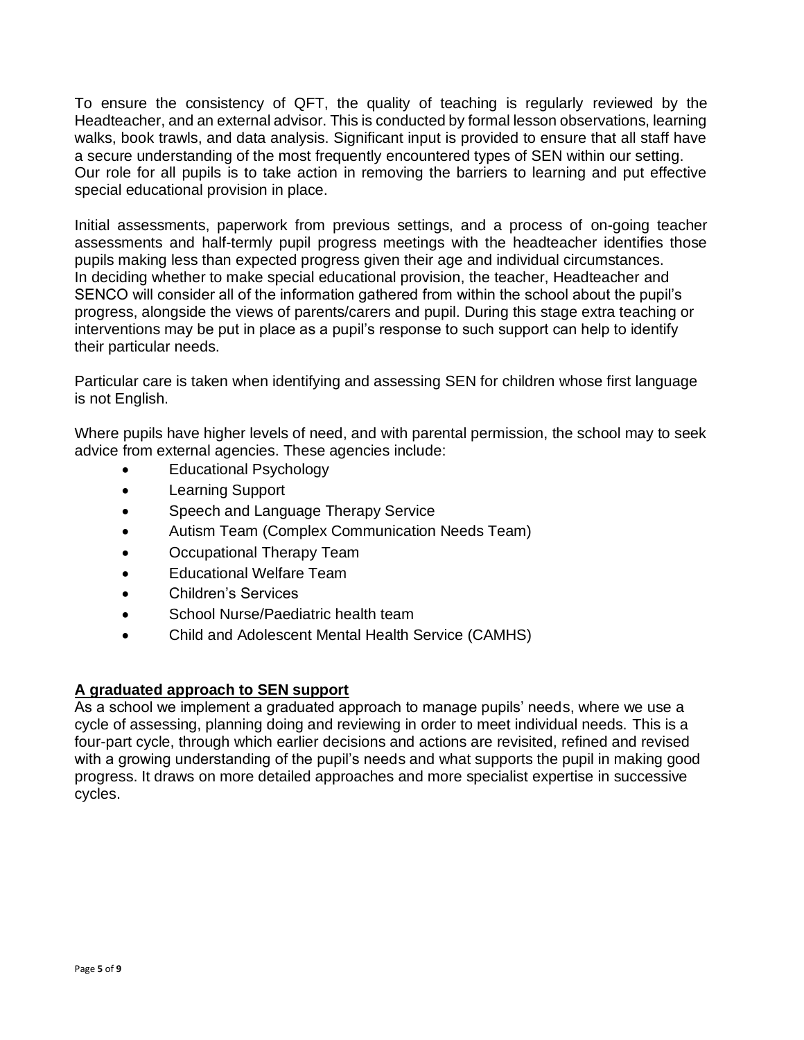To ensure the consistency of QFT, the quality of teaching is regularly reviewed by the Headteacher, and an external advisor. This is conducted by formal lesson observations, learning walks, book trawls, and data analysis. Significant input is provided to ensure that all staff have a secure understanding of the most frequently encountered types of SEN within our setting. Our role for all pupils is to take action in removing the barriers to learning and put effective special educational provision in place.

Initial assessments, paperwork from previous settings, and a process of on-going teacher assessments and half-termly pupil progress meetings with the headteacher identifies those pupils making less than expected progress given their age and individual circumstances. In deciding whether to make special educational provision, the teacher, Headteacher and SENCO will consider all of the information gathered from within the school about the pupil's progress, alongside the views of parents/carers and pupil. During this stage extra teaching or interventions may be put in place as a pupil's response to such support can help to identify their particular needs.

Particular care is taken when identifying and assessing SEN for children whose first language is not English.

Where pupils have higher levels of need, and with parental permission, the school may to seek advice from external agencies. These agencies include:

- Educational Psychology
- Learning Support
- Speech and Language Therapy Service
- Autism Team (Complex Communication Needs Team)
- Occupational Therapy Team
- Educational Welfare Team
- Children's Services
- School Nurse/Paediatric health team
- Child and Adolescent Mental Health Service (CAMHS)

## A graduated approach to SEN support

As a school we implement a graduated approach to manage pupils' needs, where we use a cycle of assessing, planning doing and reviewing in order to meet individual needs. This is a four-part cycle, through which earlier decisions and actions are revisited, refined and revised with a growing understanding of the pupil's needs and what supports the pupil in making good progress. It draws on more detailed approaches and more specialist expertise in successive cycles.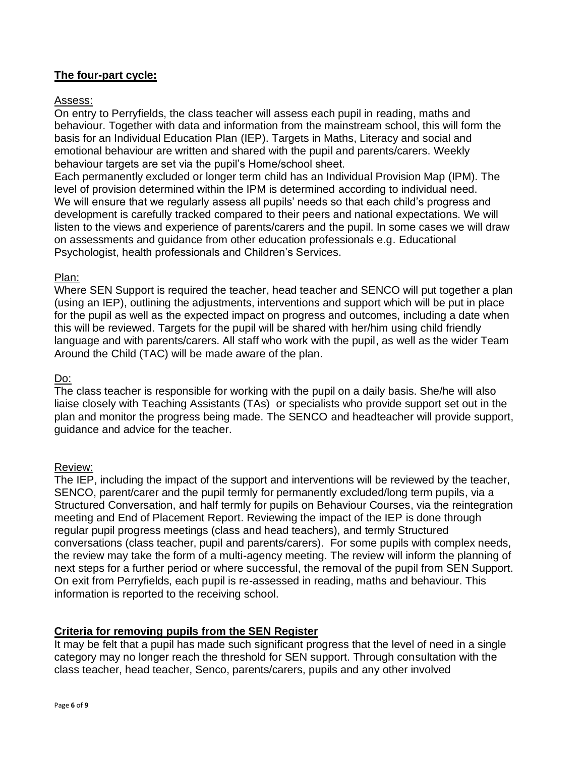## The four-part cycle:

Assess:

On entry to Perryfields, the class teacher will assess each pupil in reading, maths and behaviour. Together with data and information from the mainstream school, this will form the basis for an Individual Education Plan (IEP). Targets in Maths, Literacy and social and emotional behaviour are written and shared with the pupil and parents/carers. Weekly behaviour targets are set via the pupil's Home/school sheet.

Each permanently excluded or longer term child has an Individual Provision Map (IPM). The level of provision determined within the IPM is determined according to individual need. We will ensure that we regularly assess all pupils' needs so that each child's progress and development is carefully tracked compared to their peers and national expectations. We will listen to the views and experience of parents/carers and the pupil. In some cases we will draw on assessments and guidance from other education professionals e.g. Educational Psychologist, health professionals and Children's Services.

Plan:

Where SEN Support is required the teacher, head teacher and SENCO will put together a plan (using an IEP), outlining the adjustments, interventions and support which will be put in place for the pupil as well as the expected impact on progress and outcomes, including a date when this will be reviewed. Targets for the pupil will be shared with her/him using child friendly language and with parents/carers. All staff who work with the pupil, as well as the wider Team Around the Child (TAC) will be made aware of the plan.

Do:

The class teacher is responsible for working with the pupil on a daily basis. She/he will also liaise closely with Teaching Assistants (TAs) or specialists who provide support set out in the plan and monitor the progress being made. The SENCO and headteacher will provide support, guidance and advice for the teacher.

Review:

The IEP, including the impact of the support and interventions will be reviewed by the teacher, SENCO, parent/carer and the pupil termly for permanently excluded/long term pupils, via a Structured Conversation, and half termly for pupils on Behaviour Courses, via the reintegration meeting and End of Placement Report. Reviewing the impact of the IEP is done through regular pupil progress meetings (class and head teachers), and termly Structured conversations (class teacher, pupil and parents/carers). For some pupils with complex needs, the review may take the form of a multi-agency meeting. The review will inform the planning of next steps for a further period or where successful, the removal of the pupil from SEN Support. On exit from Perryfields, each pupil is re-assessed in reading, maths and behaviour. This information is reported to the receiving school.

## Criteria for removing pupils from the SEN Register

It may be felt that a pupil has made such significant progress that the level of need in a single category may no longer reach the threshold for SEN support. Through consultation with the class teacher, head teacher, Senco, parents/carers, pupils and any other involved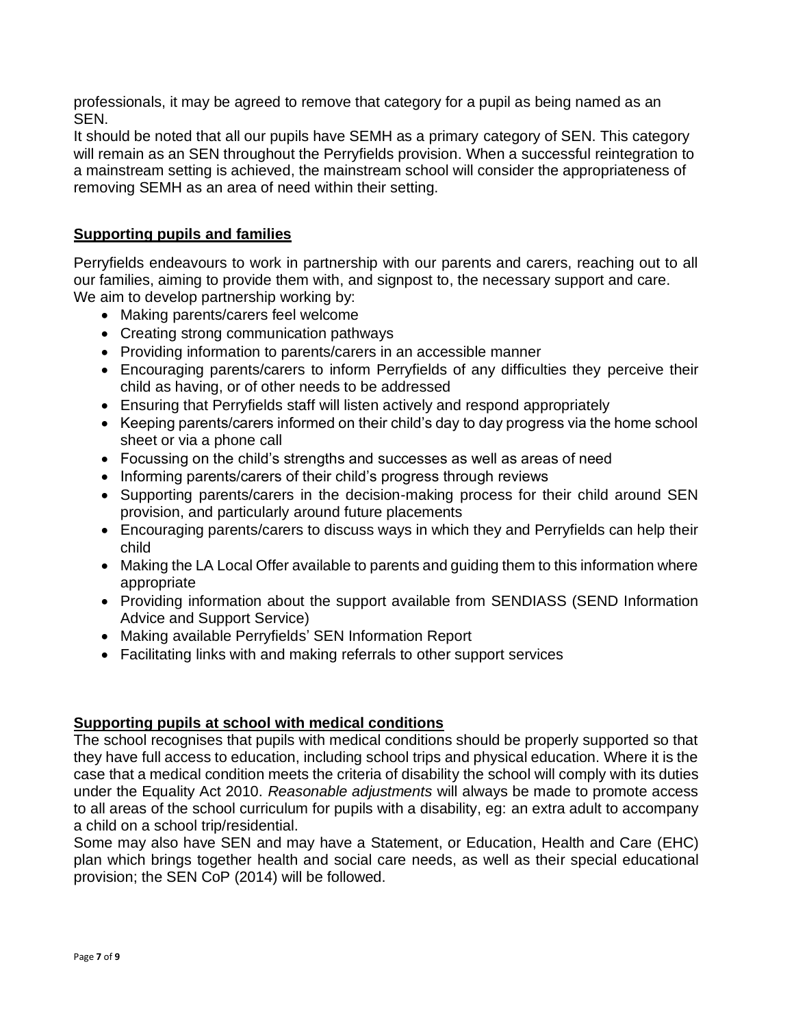professionals, it may be agreed to remove that category for a pupil as being named as an SEN.

It should be noted that all our pupils have SEMH as a primary category of SEN. This category will remain as an SEN throughout the Perryfields provision. When a successful reintegration to a mainstream setting is achieved, the mainstream school will consider the appropriateness of removing SEMH as an area of need within their setting.

## Supporting pupils and families

Perryfields endeavours to work in partnership with our parents and carers, reaching out to all our families, aiming to provide them with, and signpost to, the necessary support and care. We aim to develop partnership working by:

- Making parents/carers feel welcome
- Creating strong communication pathways
- Providing information to parents/carers in an accessible manner
- Encouraging parents/carers to inform Perryfields of any difficulties they perceive their child as having, or of other needs to be addressed
- Ensuring that Perryfields staff will listen actively and respond appropriately
- Keeping parents/carers informed on their child's day to day progress via the home school sheet or via a phone call
- Focussing on the child's strengths and successes as well as areas of need
- Informing parents/carers of their child's progress through reviews
- Supporting parents/carers in the decision-making process for their child around SEN provision, and particularly around future placements
- Encouraging parents/carers to discuss ways in which they and Perryfields can help their child
- Making the LA Local Offer available to parents and guiding them to this information where appropriate
- Providing information about the support available from SENDIASS (SEND Information Advice and Support Service)
- Making available Perryfields' SEN Information Report
- Facilitating links with and making referrals to other support services

## Supporting pupils at school with medical conditions

The school recognises that pupils with medical conditions should be properly supported so that they have full access to education, including school trips and physical education. Where it is the case that a medical condition meets the criteria of disability the school will comply with its duties under the Equality Act 2010. *Reasonable adjustments* will always be made to promote access to all areas of the school curriculum for pupils with a disability, eg: an extra adult to accompany a child on a school trip/residential.

Some may also have SEN and may have a Statement, or Education, Health and Care (EHC) plan which brings together health and social care needs, as well as their special educational provision; the SEN CoP (2014) will be followed.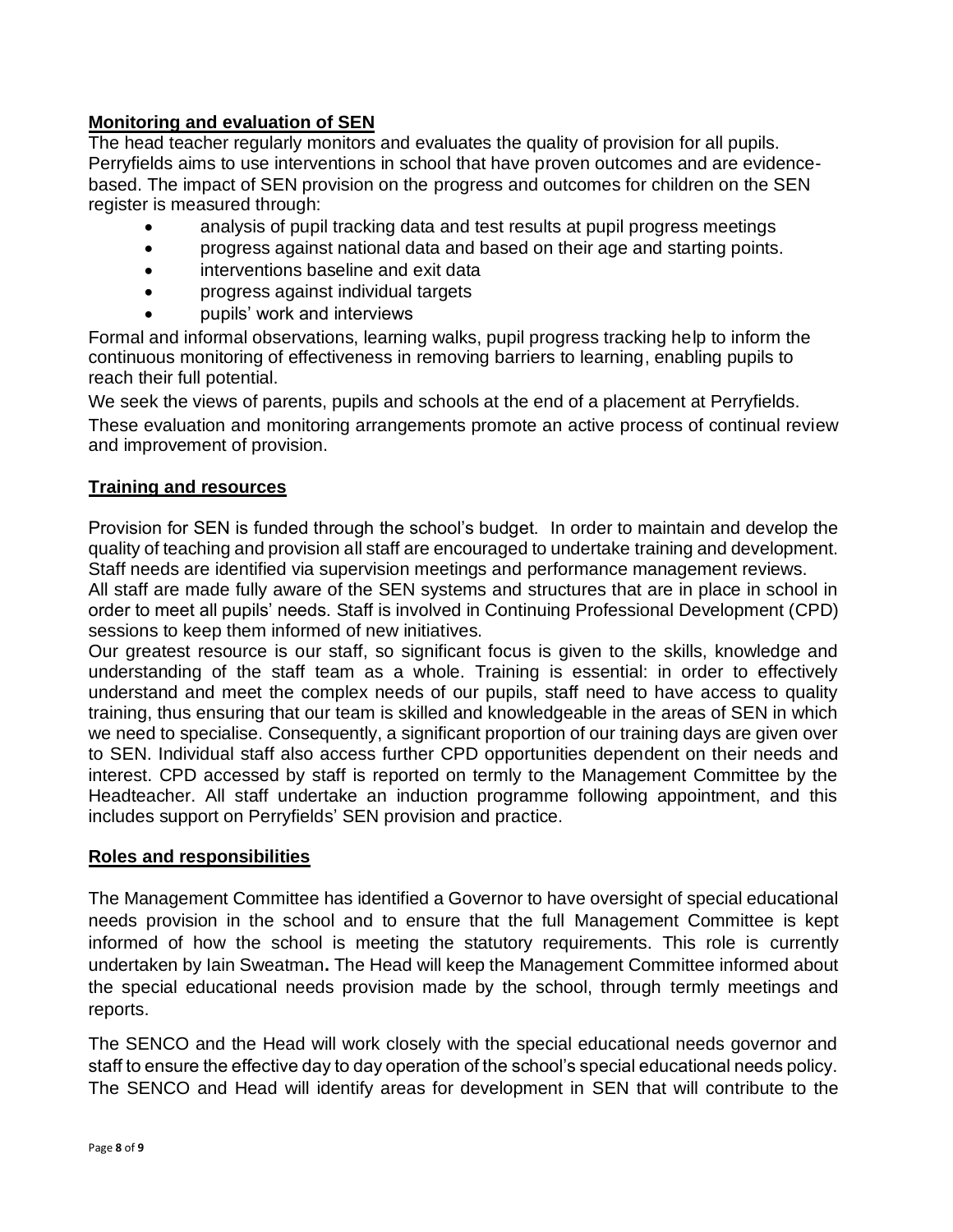## Monitoring and evaluation of SEN

The head teacher regularly monitors and evaluates the quality of provision for all pupils. Perryfields aims to use interventions in school that have proven outcomes and are evidence-based. The impact of SEN provision on the progress and outcomes for children on the SEN register is measured through:

- analysis of pupil tracking data and test results at pupil progress meetings
- progress against national data and based on their age and starting points.
- interventions baseline and exit data
- progress against individual targets
- pupils' work and interviews

Formal and informal observations, learning walks, pupil progress tracking help to inform the continuous monitoring of effectiveness in removing barriers to learning, enabling pupils to reach their full potential.

We seek the views of parents, pupils and schools at the end of a placement at Perryfields.

These evaluation and monitoring arrangements promote an active process of continual review and improvement of provision.

## Training and resources

Provision for SEN is funded through the school's budget. In order to maintain and develop the quality of teaching and provision all staff are encouraged to undertake training and development. Staff needs are identified via supervision meetings and performance management reviews.

All staff are made fully aware of the SEN systems and structures that are in place in school in order to meet all pupils' needs. Staff is involved in Continuing Professional Development (CPD) sessions to keep them informed of new initiatives.

Our greatest resource is our staff, so significant focus is given to the skills, knowledge and understanding of the staff team as a whole. Training is essential: in order to effectively understand and meet the complex needs of our pupils, staff need to have access to quality training, thus ensuring that our team is skilled and knowledgeable in the areas of SEN in which we need to specialise. Consequently, a significant proportion of our training days are given over to SEN. Individual staff also access further CPD opportunities dependent on their needs and interest. CPD accessed by staff is reported on termly to the Management Committee by the Headteacher. All staff undertake an induction programme following appointment, and this includes support on Perryfields' SEN provision and practice.

## Roles and responsibilities

The Management Committee has identified a Governor to have oversight of special educational needs provision in the school and to ensure that the full Management Committee is kept informed of how the school is meeting the statutory requirements. This role is currently undertaken by Iain Sweatman**.** The Head will keep the Management Committee informed about the special educational needs provision made by the school, through termly meetings and reports.

The SENCO and the Head will work closely with the special educational needs governor and staff to ensure the effective day to day operation of the school's special educational needs policy. The SENCO and Head will identify areas for development in SEN that will contribute to the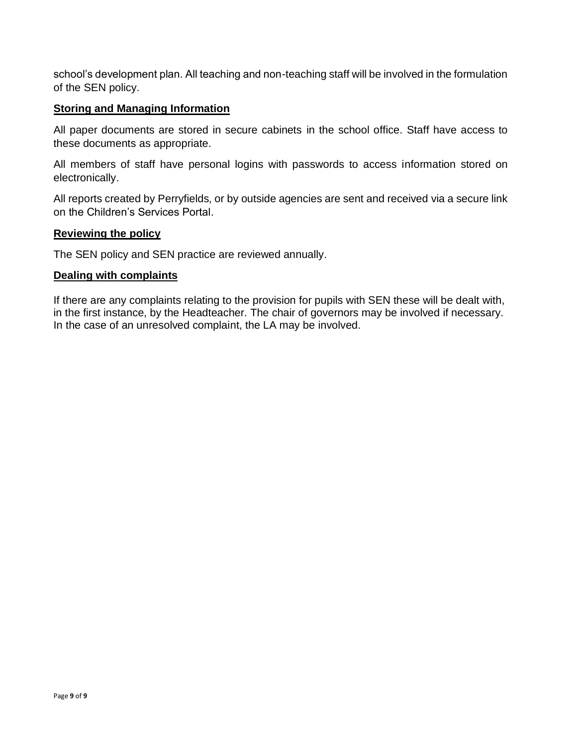school's development plan. All teaching and non-teaching staff will be involved in the formulation of the SEN policy.

## Storing and Managing Information

All paper documents are stored in secure cabinets in the school office. Staff have access to these documents as appropriate.

All members of staff have personal logins with passwords to access information stored on electronically.

All reports created by Perryfields, or by outside agencies are sent and received via a secure link on the Children's Services Portal.

## Reviewing the policy

The SEN policy and SEN practice are reviewed annually.

## Dealing with complaints

If there are any complaints relating to the provision for pupils with SEN these will be dealt with, in the first instance, by the Headteacher. The chair of governors may be involved if necessary. In the case of an unresolved complaint, the LA may be involved.